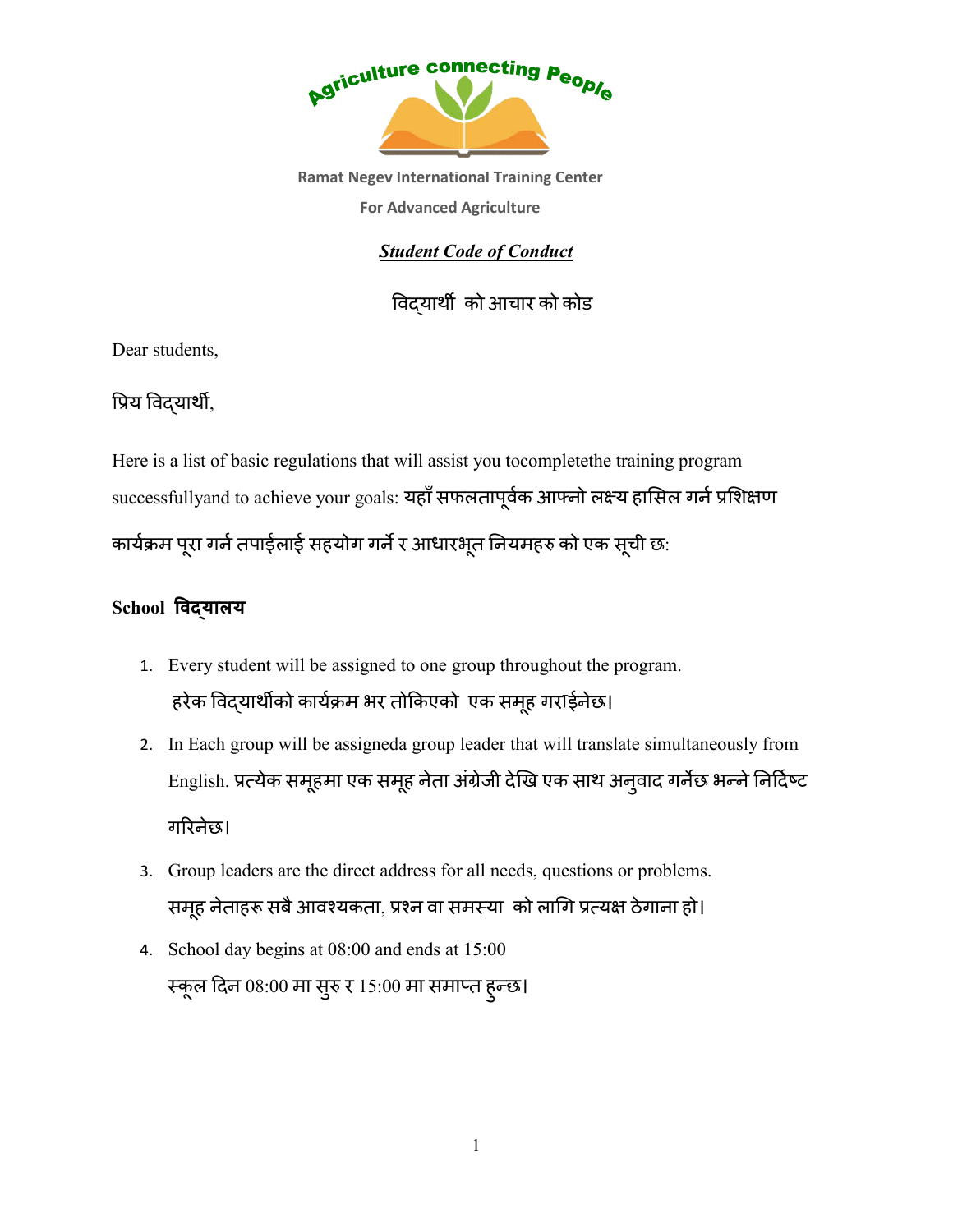Agriculture connecting People

Ramat Negev International Training Center

For Advanced Agriculture

***Student Code of Conduct***

विद्यार्थी को आचार को कोड

Dear students,

प्रिय विद्यार्थी,

Here is a list of basic regulations that will assist you tocompletethe training program successfullyand to achieve your goals: यहाँ सफलतापूर्वक आफ्नो लक्ष्य हासिल गर्न प्रशिक्षण कार्यक्रम पूरा गर्न तपाईंलाई सहयोग गर्ने र आधारभूत नियमहरु को एक सूची छ:

**School विद्यालय**

1. Every student will be assigned to one group throughout the program.
   हरेक विद्यार्थीको कार्यक्रम भर तोकिएको एक समूह गराईनेछ।
2. In Each group will be assigneda group leader that will translate simultaneously from English. प्रत्येक समूहमा एक समूह नेता अंग्रेजी देखि एक साथ अनुवाद गर्नेछ भन्ने निर्दिष्ट गरिनेछ।
3. Group leaders are the direct address for all needs, questions or problems.
   समूह नेताहरू सबै आवश्यकता, प्रश्न वा समस्या को लागि प्रत्यक्ष ठेगाना हो।
4. School day begins at 08:00 and ends at 15:00
   स्कूल दिन 08:00 मा सुरु र 15:00 मा समाप्त हुन्छ।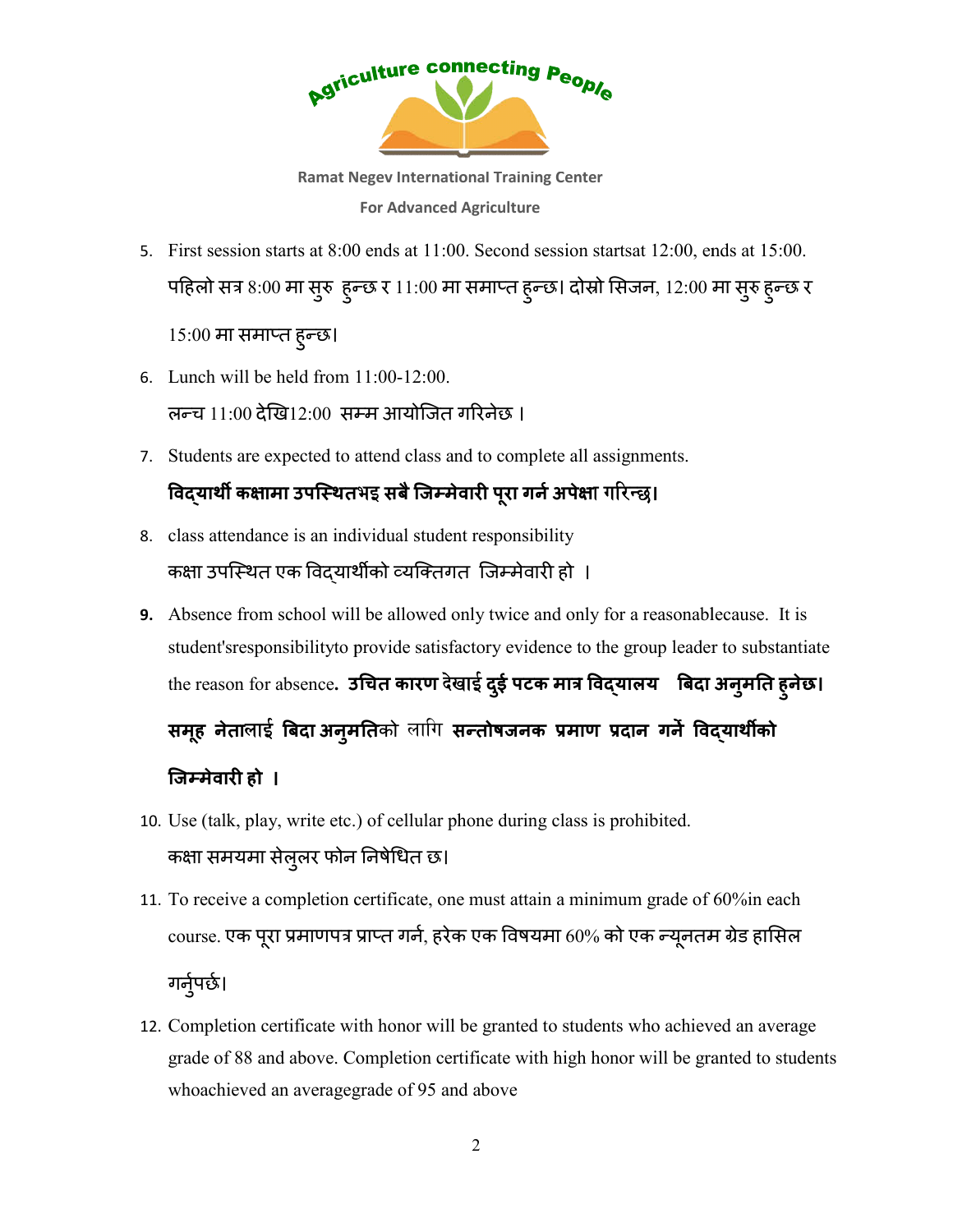5. First session starts at 8:00 ends at 11:00. Second session startsat 12:00, ends at 15:00. पहिलो सत्र 8:00 मा सुरु हुन्छ र 11:00 मा समाप्त हुन्छ। दोस्रो सिजन, 12:00 मा सुरु हुन्छ र 15:00 मा समाप्त हुन्छ।
6. Lunch will be held from 11:00-12:00.
   लन्च 11:00 देखि12:00 सम्म आयोजित गरिनेछ ।
7. Students are expected to attend class and to complete all assignments.
   **विद्यार्थी कक्षामा उपस्थितभइ सबै जिम्मेवारी पूरा गर्न अपेक्षा** गरिन्छ**।**
8. class attendance is an individual student responsibility
   कक्षा उपस्थित एक विद्यार्थीको व्यक्तिगत जिम्मेवारी हो ।
9. Absence from school will be allowed only twice and only for a reasonablecause. It is student'sresponsibilityto provide satisfactory evidence to the group leader to substantiate the reason for absence**. उचित कारण** देखाई **दुई पटक मात्र विद्यालय बिदा अनुमति हुनेछ। समूह नेतालाई बिदा अनुमति**को लागि **सन्तोषजनक प्रमाण प्रदान गर्ने विद्यार्थीको जिम्मेवारी हो ।**
10. Use (talk, play, write etc.) of cellular phone during class is prohibited.
    कक्षा समयमा सेलुलर फोन निषेधित छ।
11. To receive a completion certificate, one must attain a minimum grade of 60%in each course. एक पूरा प्रमाणपत्र प्राप्त गर्न, हरेक एक विषयमा 60% को एक न्यूनतम ग्रेड हासिल गर्नुपर्छ।
12. Completion certificate with honor will be granted to students who achieved an average grade of 88 and above. Completion certificate with high honor will be granted to students whoachieved an averagegrade of 95 and above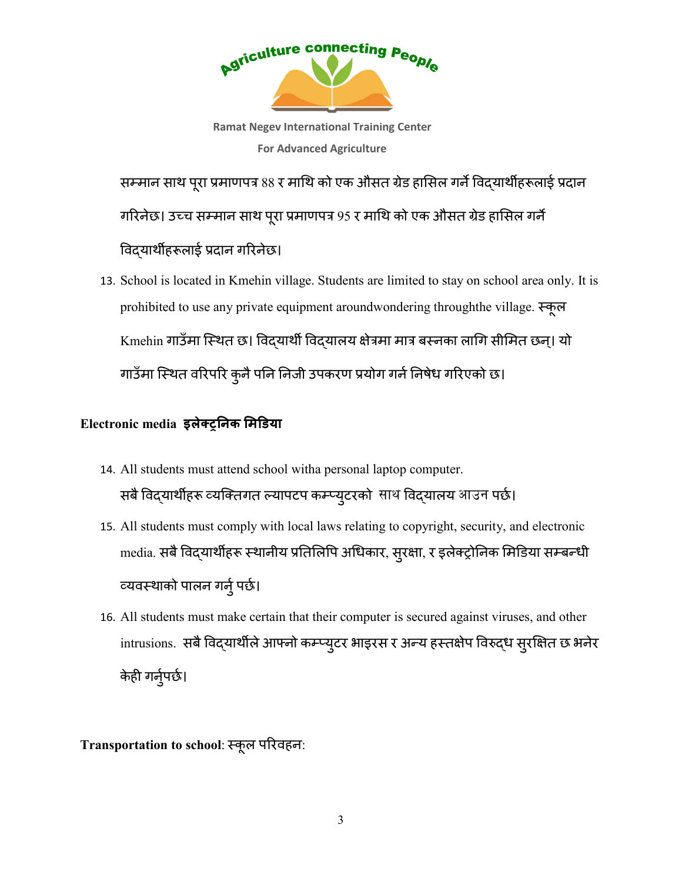सम्मान साथ पूरा प्रमाणपत्र 88 र माथि को एक औसत ग्रेड हासिल गर्ने विद्यार्थीहरूलाई प्रदान गरिनेछ। उच्च सम्मान साथ पूरा प्रमाणपत्र 95 र माथि को एक औसत ग्रेड हासिल गर्ने विद्यार्थीहरूलाई प्रदान गरिनेछ।

13. School is located in Kmehin village. Students are limited to stay on school area only. It is prohibited to use any private equipment aroundwondering throughthe village. स्कूल Kmehin गाउँमा स्थित छ। विद्यार्थी विद्यालय क्षेत्रमा मात्र बस्नका लागि सीमित छन्। यो गाउँमा स्थित वरिपरि कुनै पनि निजी उपकरण प्रयोग गर्न निषेध गरिएको छ।

**Electronic media इलेक्ट्रनिक मिडिया**

14. All students must attend school witha personal laptop computer. सबै विद्यार्थीहरू व्यक्तिगत ल्यापटप कम्प्युटरको साथ विद्यालय आउन पर्छ।
15. All students must comply with local laws relating to copyright, security, and electronic media. सबै विद्यार्थीहरू स्थानीय प्रतिलिपि अधिकार, सुरक्षा, र इलेक्ट्रोनिक मिडिया सम्बन्धी व्यवस्थाको पालन गर्नु पर्छ।
16. All students must make certain that their computer is secured against viruses, and other intrusions. सबै विद्यार्थीले आफ्नो कम्प्युटर भाइरस र अन्य हस्तक्षेप विरुद्ध सुरक्षित छ भनेर केही गर्नुपर्छ।

**Transportation to school**: स्कूल परिवहन: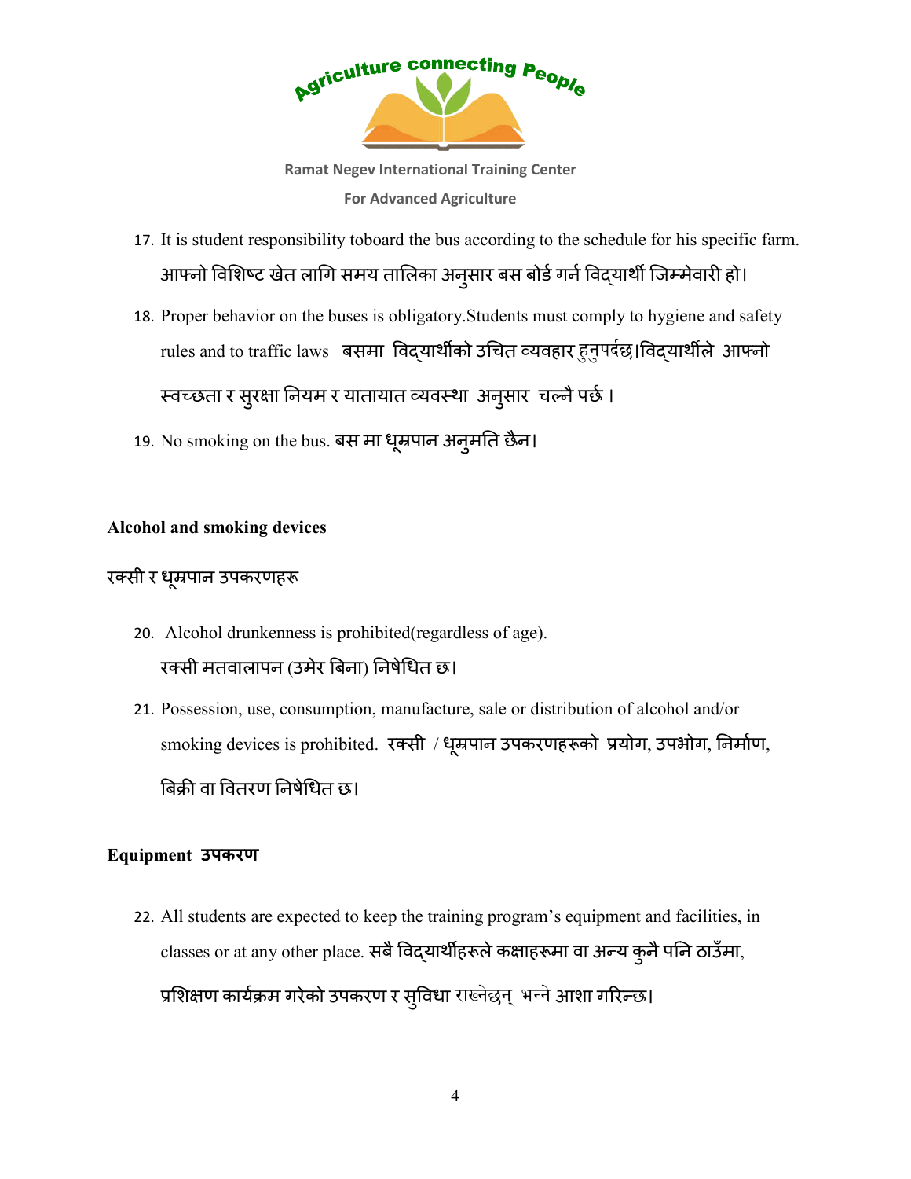17. It is student responsibility toboard the bus according to the schedule for his specific farm. आफ्नो विशिष्ट खेत लागि समय तालिका अनुसार बस बोर्ड गर्न विद्यार्थी जिम्मेवारी हो।
18. Proper behavior on the buses is obligatory.Students must comply to hygiene and safety rules and to traffic laws बसमा विद्यार्थीको उचित व्यवहार हुनुपर्दछ।विद्यार्थीले आफ्नो स्वच्छता र सुरक्षा नियम र यातायात व्यवस्था अनुसार चल्नै पर्छ ।
19. No smoking on the bus. बस मा धूम्रपान अनुमति छैन।

**Alcohol and smoking devices**

रक्सी र धूम्रपान उपकरणहरू

20. Alcohol drunkenness is prohibited(regardless of age). रक्सी मतवालापन (उमेर बिना) निषेधित छ।
21. Possession, use, consumption, manufacture, sale or distribution of alcohol and/or smoking devices is prohibited. रक्सी / धूम्रपान उपकरणहरूको प्रयोग, उपभोग, निर्माण, बिक्री वा वितरण निषेधित छ।

**Equipment उपकरण**

22. All students are expected to keep the training program's equipment and facilities, in classes or at any other place. सबै विद्यार्थीहरूले कक्षाहरूमा वा अन्य कुनै पनि ठाउँमा, प्रशिक्षण कार्यक्रम गरेको उपकरण र सुविधा राख्नेछन् भन्ने आशा गरिन्छ।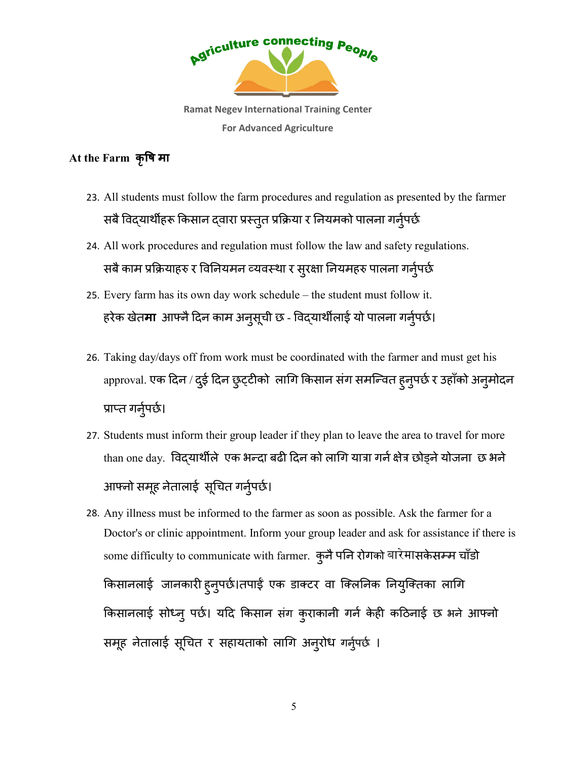Agriculture connecting People

Ramat Negev International Training Center

For Advanced Agriculture

**At the Farm कृषि मा**

23. All students must follow the farm procedures and regulation as presented by the farmer
    सबै विद्यार्थीहरू किसान द्वारा प्रस्तुत प्रक्रिया र नियमको पालना गर्नुपर्छ
24. All work procedures and regulation must follow the law and safety regulations.
    सबै काम प्रक्रियाहरु र विनियमन व्यवस्था र सुरक्षा नियमहरु पालना गर्नुपर्छ
25. Every farm has its own day work schedule – the student must follow it.
    हरेक खेत**मा** आफ्नै दिन काम अनुसूची छ - विद्यार्थीलाई यो पालना गर्नुपर्छ।
26. Taking day/days off from work must be coordinated with the farmer and must get his approval. एक दिन / दुई दिन छुट्टीको लागि किसान संग समन्वित हुनुपर्छ र उहाँको अनुमोदन प्राप्त गर्नुपर्छ।
27. Students must inform their group leader if they plan to leave the area to travel for more than one day. विद्यार्थीले एक भन्दा बढी दिन को लागि यात्रा गर्न क्षेत्र छोड्ने योजना छ भने आफ्नो समूह नेतालाई सूचित गर्नुपर्छ।
28. Any illness must be informed to the farmer as soon as possible. Ask the farmer for a Doctor's or clinic appointment. Inform your group leader and ask for assistance if there is some difficulty to communicate with farmer. कुनै पनि रोगको बारेमासकेसम्म चाँडो किसानलाई जानकारी हुनुपर्छ।तपाईं एक डाक्टर वा क्लिनिक नियुक्तिका लागि किसानलाई सोध्नु पर्छ। यदि किसान संग कुराकानी गर्न केही कठिनाई छ भने आफ्नो समूह नेतालाई सूचित र सहायताको लागि अनुरोध गर्नुपर्छ ।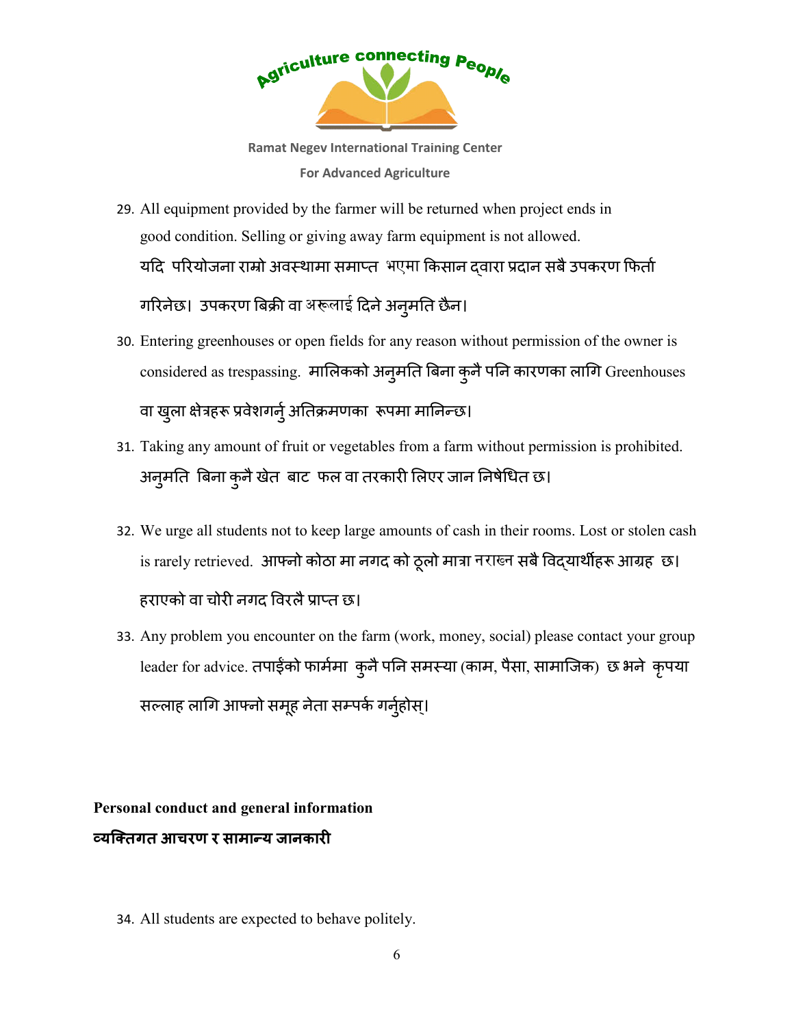29. All equipment provided by the farmer will be returned when project ends in good condition. Selling or giving away farm equipment is not allowed.
    यदि  परियोजना राम्रो अवस्थामा समाप्त  भएमा किसान द्वारा प्रदान सबै उपकरण फिर्ता गरिनेछ।  उपकरण बिक्री वा अरूलाई दिने अनुमति छैन।

30. Entering greenhouses or open fields for any reason without permission of the owner is considered as trespassing.  मालिकको अनुमति बिना कुनै पनि कारणका लागि Greenhouses वा खुला क्षेत्रहरू प्रवेशगर्नु अतिक्रमणका  रूपमा मानिन्छ।

31. Taking any amount of fruit or vegetables from a farm without permission is prohibited.
    अनुमति  बिना कुनै खेत  बाट  फल वा तरकारी लिएर जान निषेधित छ।

32. We urge all students not to keep large amounts of cash in their rooms. Lost or stolen cash is rarely retrieved.  आफ्नो कोठा मा नगद को ठूलो मात्रा नराख्न सबै विद्यार्थीहरू आग्रह  छ। हराएको वा चोरी नगद विरलै प्राप्त छ।

33. Any problem you encounter on the farm (work, money, social) please contact your group leader for advice. तपाईंको फार्ममा  कुनै पनि समस्या (काम, पैसा, सामाजिक)  छ भने  कृपया सल्लाह लागि आफ्नो समूह नेता सम्पर्क गर्नुहोस्।

**Personal conduct and general information**

**व्यक्तिगत आचरण र सामान्य जानकारी**

34. All students are expected to behave politely.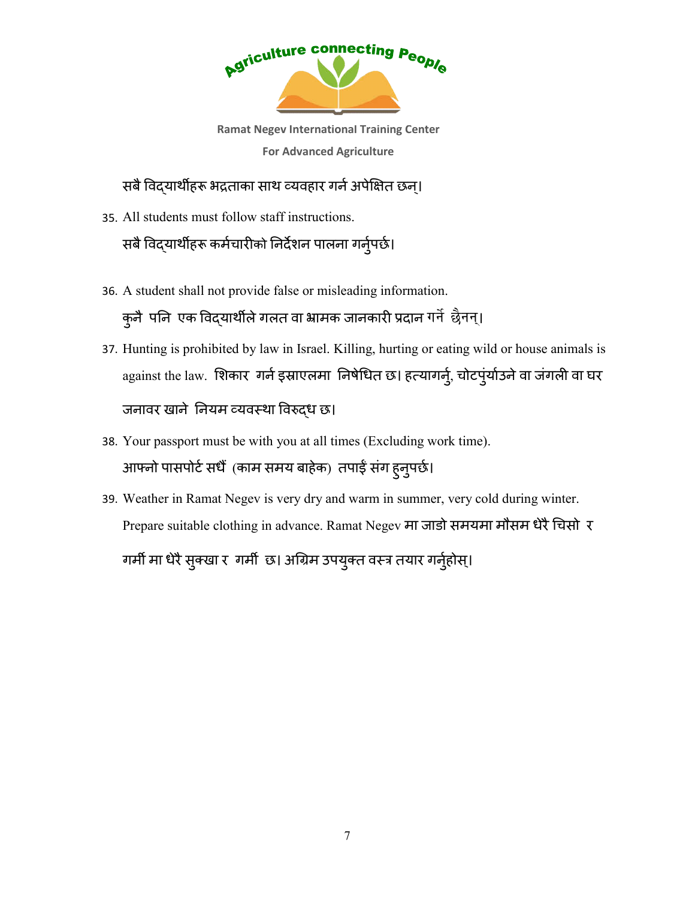Ramat Negev International Training Center

For Advanced Agriculture

सबै विद्यार्थीहरू भद्रताका साथ व्यवहार गर्न अपेक्षित छन्।

35. All students must follow staff instructions.
    
    सबै विद्यार्थीहरू कर्मचारीको निर्देशन पालना गर्नुपर्छ।

36. A student shall not provide false or misleading information.
    
    कुनै पनि एक विद्यार्थीले गलत वा भ्रामक जानकारी प्रदान गर्ने छैनन्।

37. Hunting is prohibited by law in Israel. Killing, hurting or eating wild or house animals is against the law. शिकार गर्न इस्राएलमा निषेधित छ। हत्यागर्नु, चोटपुंर्याउने वा जंगली वा घर जनावर खाने नियम व्यवस्था विरुद्ध छ।

38. Your passport must be with you at all times (Excluding work time).
    
    आफ्नो पासपोर्ट सधैं (काम समय बाहेक) तपाईं संग हुनुपर्छ।

39. Weather in Ramat Negev is very dry and warm in summer, very cold during winter. Prepare suitable clothing in advance. Ramat Negev मा जाडो समयमा मौसम धैरै चिसो र गर्मी मा धैरै सुक्खा र गर्मी छ। अग्रिम उपयुक्त वस्त्र तयार गर्नुहोस्।